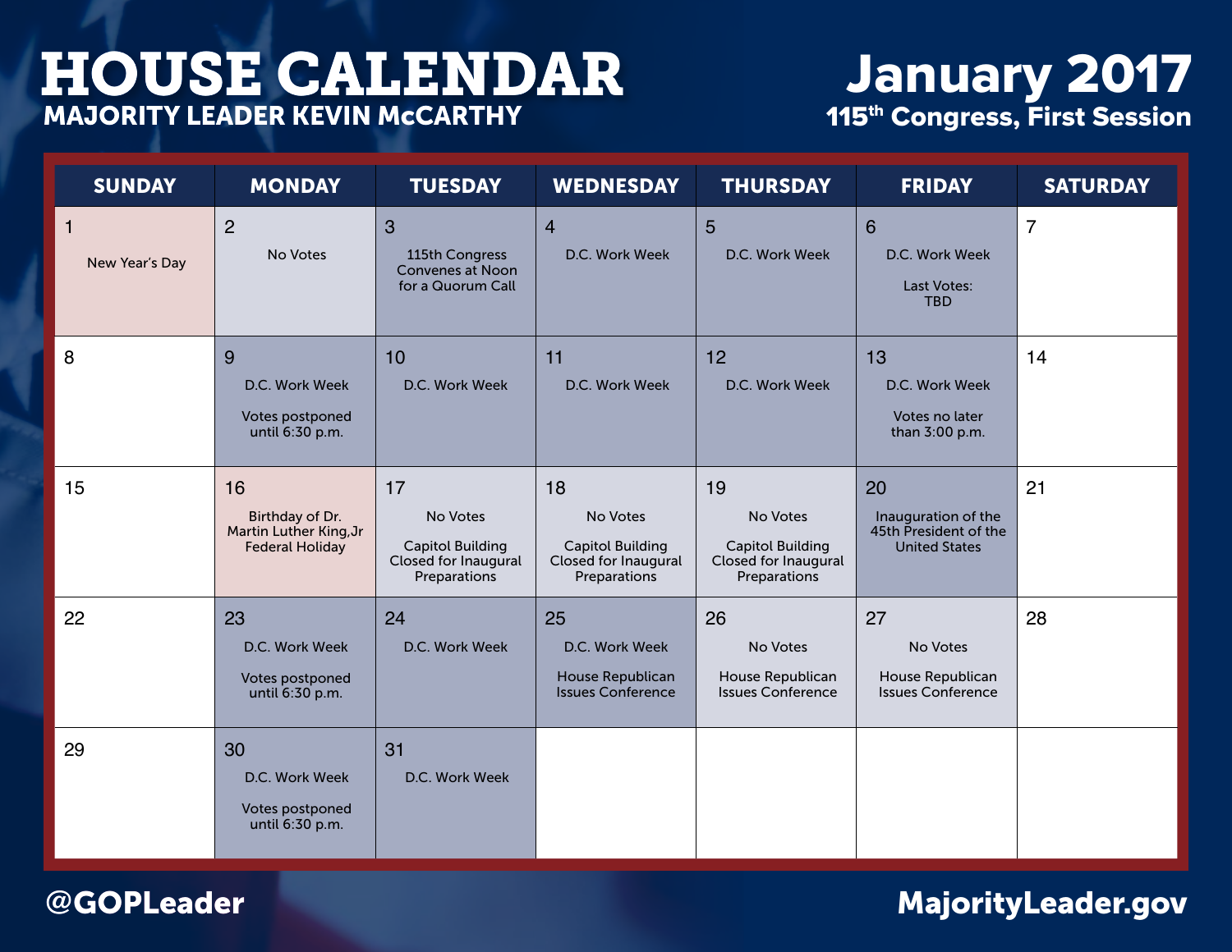# HOUSE CALENDAR

## MAJORITY LEADER KEVIN McCARTHY

# January 2017

## 115th Congress, First Session

| SUNDAY | MONDAY | TUESDAY | WEDNESDAY | THURSDAY | FRIDAY | SATURDAY |
| --- | --- | --- | --- | --- | --- | --- |
| 1<br>New Year's Day | 2<br>No Votes | 3<br>115th Congress Convenes at Noon for a Quorum Call | 4<br>D.C. Work Week | 5<br>D.C. Work Week | 6<br>D.C. Work Week<br>Last Votes: TBD | 7 |
| 8 | 9<br>D.C. Work Week<br>Votes postponed until 6:30 p.m. | 10<br>D.C. Work Week | 11<br>D.C. Work Week | 12<br>D.C. Work Week | 13<br>D.C. Work Week<br>Votes no later than 3:00 p.m. | 14 |
| 15 | 16<br>Birthday of Dr. Martin Luther King,Jr Federal Holiday | 17<br>No Votes<br>Capitol Building Closed for Inaugural Preparations | 18<br>No Votes<br>Capitol Building Closed for Inaugural Preparations | 19<br>No Votes<br>Capitol Building Closed for Inaugural Preparations | 20<br>Inauguration of the 45th President of the United States | 21 |
| 22 | 23<br>D.C. Work Week<br>Votes postponed until 6:30 p.m. | 24<br>D.C. Work Week | 25<br>D.C. Work Week<br>House Republican Issues Conference | 26<br>No Votes<br>House Republican Issues Conference | 27<br>No Votes<br>House Republican Issues Conference | 28 |
| 29 | 30<br>D.C. Work Week<br>Votes postponed until 6:30 p.m. | 31<br>D.C. Work Week | | | | |

@GOPLeader

MajorityLeader.gov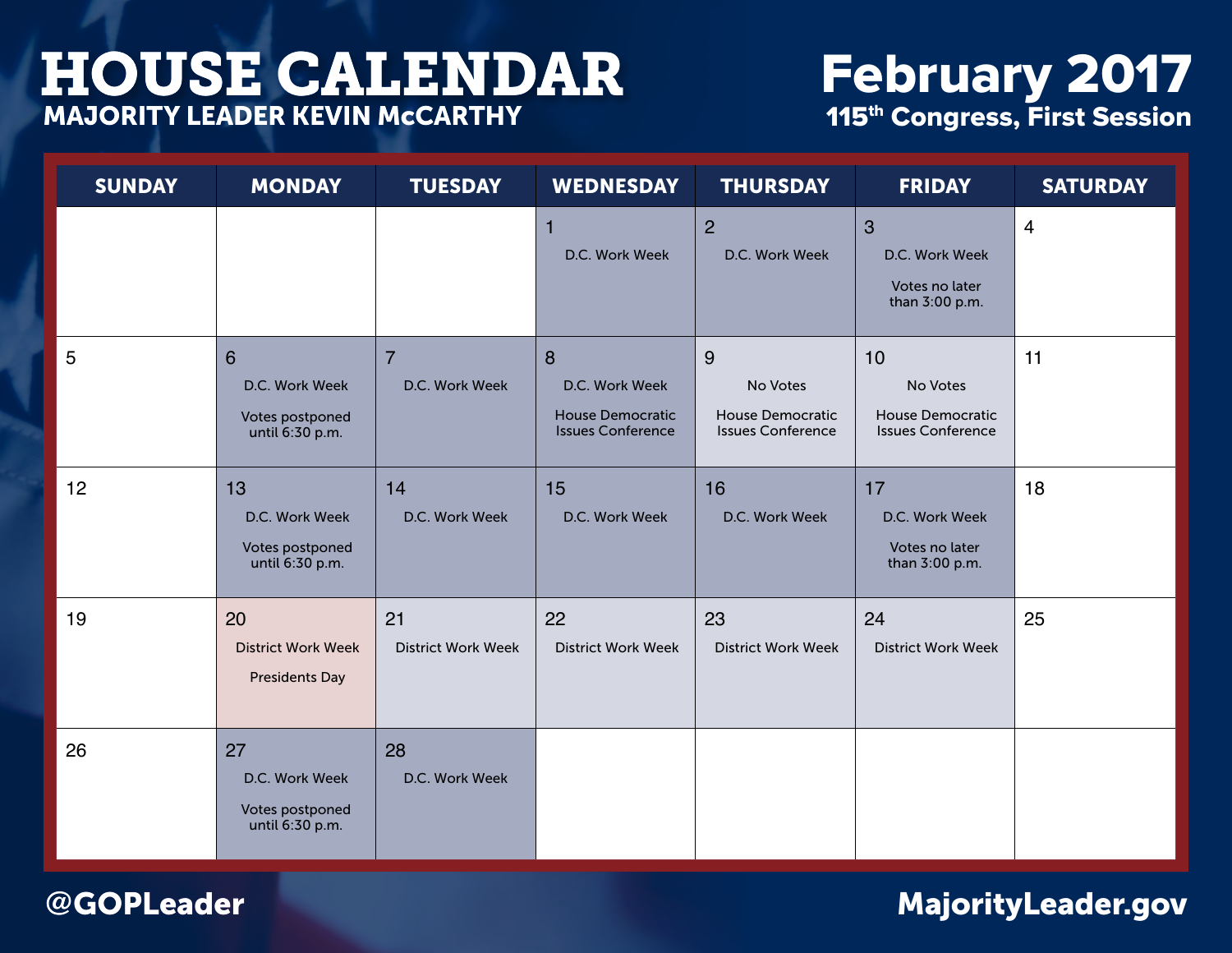# HOUSE CALENDAR
## MAJORITY LEADER KEVIN McCARTHY

# February 2017
## 115th Congress, First Session

| SUNDAY | MONDAY | TUESDAY | WEDNESDAY | THURSDAY | FRIDAY | SATURDAY |
|---|---|---|---|---|---|---|
| | | | 1 D.C. Work Week | 2 D.C. Work Week | 3 D.C. Work Week Votes no later than 3:00 p.m. | 4 |
| 5 | 6 D.C. Work Week Votes postponed until 6:30 p.m. | 7 D.C. Work Week | 8 D.C. Work Week House Democratic Issues Conference | 9 No Votes House Democratic Issues Conference | 10 No Votes House Democratic Issues Conference | 11 |
| 12 | 13 D.C. Work Week Votes postponed until 6:30 p.m. | 14 D.C. Work Week | 15 D.C. Work Week | 16 D.C. Work Week | 17 D.C. Work Week Votes no later than 3:00 p.m. | 18 |
| 19 | 20 District Work Week Presidents Day | 21 District Work Week | 22 District Work Week | 23 District Work Week | 24 District Work Week | 25 |
| 26 | 27 D.C. Work Week Votes postponed until 6:30 p.m. | 28 D.C. Work Week | | | | |

@GOPLeader

MajorityLeader.gov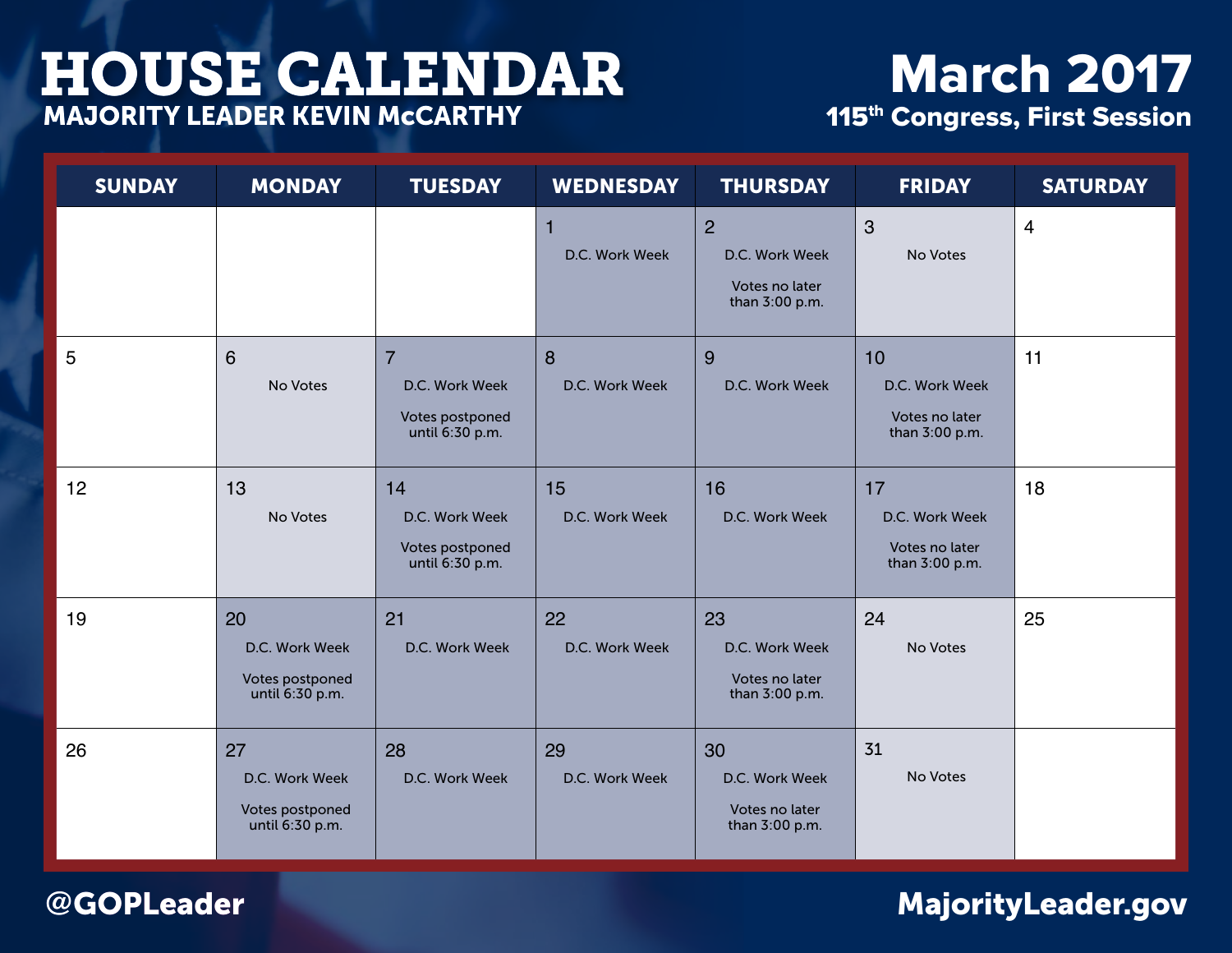# HOUSE CALENDAR

**MAJORITY LEADER KEVIN McCARTHY**

# March 2017

**115th Congress, First Session**

| SUNDAY | MONDAY | TUESDAY | WEDNESDAY | THURSDAY | FRIDAY | SATURDAY |
|---|---|---|---|---|---|---|
| | | | 1 D.C. Work Week | 2 D.C. Work Week Votes no later than 3:00 p.m. | 3 No Votes | 4 |
| 5 | 6 No Votes | 7 D.C. Work Week Votes postponed until 6:30 p.m. | 8 D.C. Work Week | 9 D.C. Work Week | 10 D.C. Work Week Votes no later than 3:00 p.m. | 11 |
| 12 | 13 No Votes | 14 D.C. Work Week Votes postponed until 6:30 p.m. | 15 D.C. Work Week | 16 D.C. Work Week | 17 D.C. Work Week Votes no later than 3:00 p.m. | 18 |
| 19 | 20 D.C. Work Week Votes postponed until 6:30 p.m. | 21 D.C. Work Week | 22 D.C. Work Week | 23 D.C. Work Week Votes no later than 3:00 p.m. | 24 No Votes | 25 |
| 26 | 27 D.C. Work Week Votes postponed until 6:30 p.m. | 28 D.C. Work Week | 29 D.C. Work Week | 30 D.C. Work Week Votes no later than 3:00 p.m. | 31 No Votes | |

**@GOPLeader** **MajorityLeader.gov**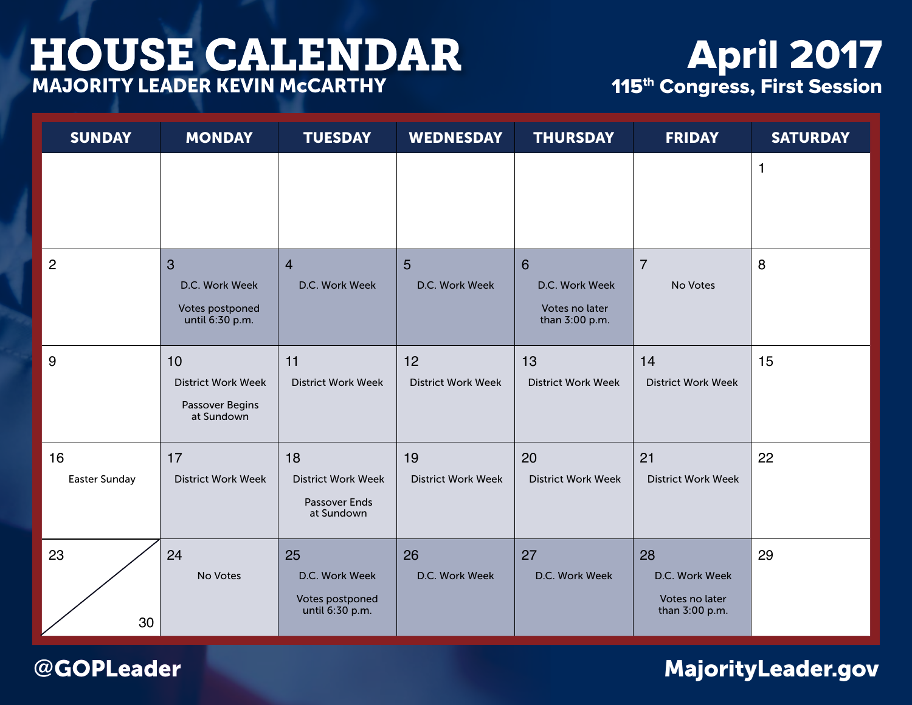# HOUSE CALENDAR

## MAJORITY LEADER KEVIN McCARTHY

# April 2017

## 115th Congress, First Session

| SUNDAY | MONDAY | TUESDAY | WEDNESDAY | THURSDAY | FRIDAY | SATURDAY |
|---|---|---|---|---|---|---|
| | | | | | | 1 |
| 2 | 3 D.C. Work Week<br>Votes postponed until 6:30 p.m. | 4 D.C. Work Week | 5 D.C. Work Week | 6 D.C. Work Week<br>Votes no later than 3:00 p.m. | 7 No Votes | 8 |
| 9 | 10 District Work Week<br>Passover Begins at Sundown | 11 District Work Week | 12 District Work Week | 13 District Work Week | 14 District Work Week | 15 |
| 16 Easter Sunday | 17 District Work Week | 18 District Work Week<br>Passover Ends at Sundown | 19 District Work Week | 20 District Work Week | 21 District Work Week | 22 |
| 23 / 30 | 24 No Votes | 25 D.C. Work Week<br>Votes postponed until 6:30 p.m. | 26 D.C. Work Week | 27 D.C. Work Week | 28 D.C. Work Week<br>Votes no later than 3:00 p.m. | 29 |

@GOPLeader

MajorityLeader.gov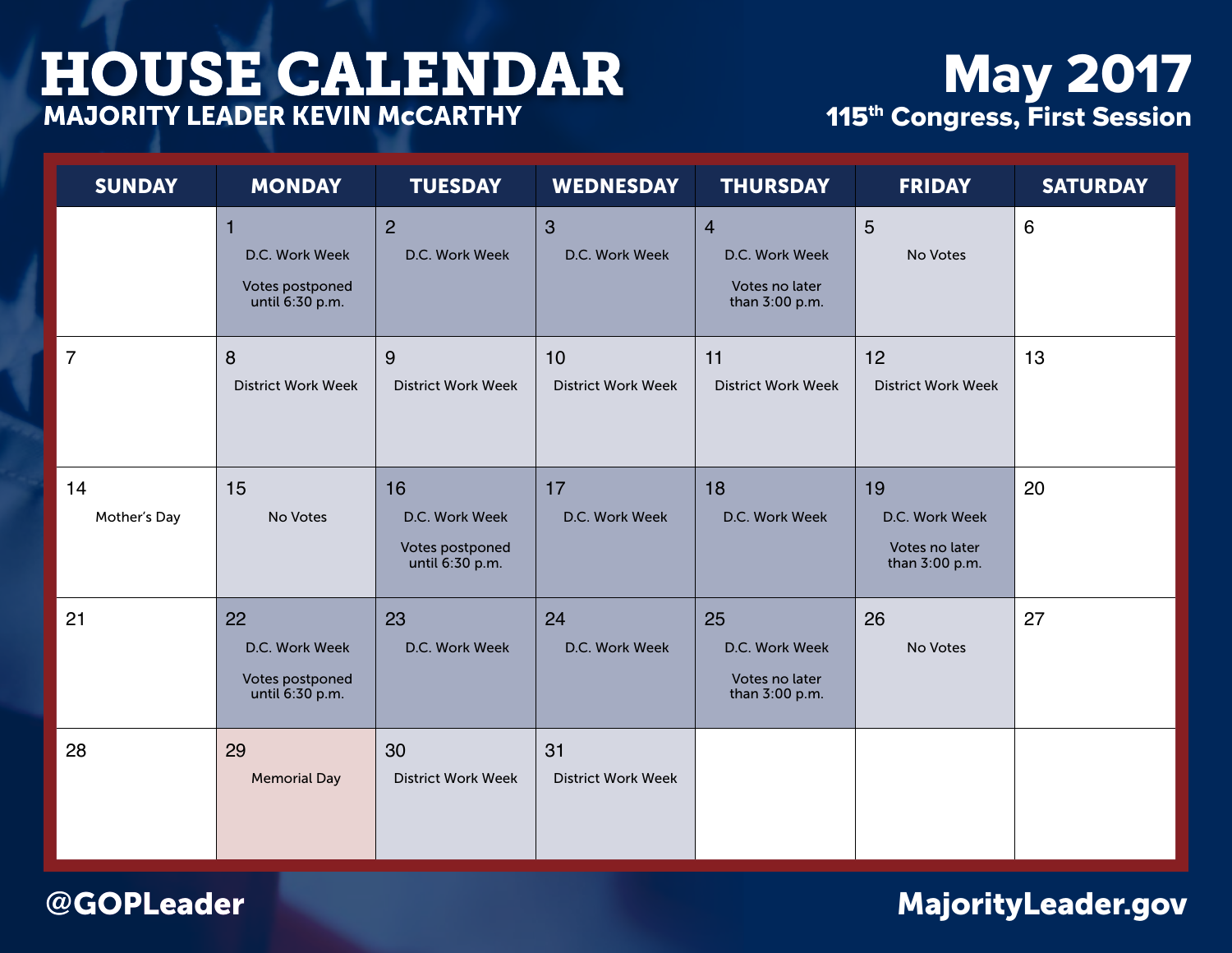# HOUSE CALENDAR

**MAJORITY LEADER KEVIN McCARTHY**

# May 2017

**115th Congress, First Session**

| SUNDAY | MONDAY | TUESDAY | WEDNESDAY | THURSDAY | FRIDAY | SATURDAY |
|---|---|---|---|---|---|---|
| | 1<br>D.C. Work Week<br>Votes postponed until 6:30 p.m. | 2<br>D.C. Work Week | 3<br>D.C. Work Week | 4<br>D.C. Work Week<br>Votes no later than 3:00 p.m. | 5<br>No Votes | 6 |
| 7 | 8<br>District Work Week | 9<br>District Work Week | 10<br>District Work Week | 11<br>District Work Week | 12<br>District Work Week | 13 |
| 14<br>Mother's Day | 15<br>No Votes | 16<br>D.C. Work Week<br>Votes postponed until 6:30 p.m. | 17<br>D.C. Work Week | 18<br>D.C. Work Week | 19<br>D.C. Work Week<br>Votes no later than 3:00 p.m. | 20 |
| 21 | 22<br>D.C. Work Week<br>Votes postponed until 6:30 p.m. | 23<br>D.C. Work Week | 24<br>D.C. Work Week | 25<br>D.C. Work Week<br>Votes no later than 3:00 p.m. | 26<br>No Votes | 27 |
| 28 | 29<br>Memorial Day | 30<br>District Work Week | 31<br>District Work Week | | | |

@GOPLeader

MajorityLeader.gov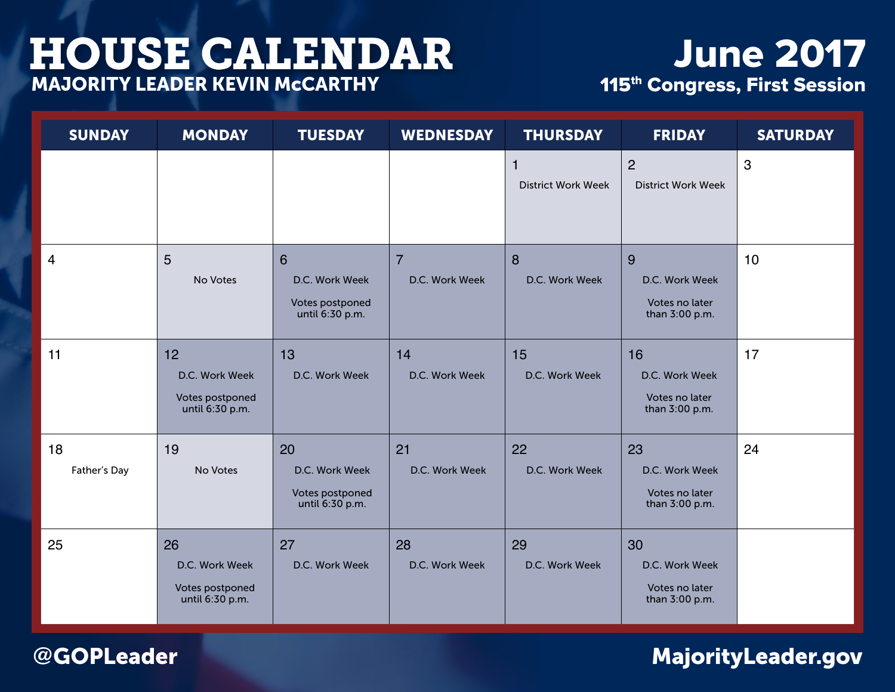# HOUSE CALENDAR

## MAJORITY LEADER KEVIN McCARTHY

# June 2017

## 115th Congress, First Session

| SUNDAY | MONDAY | TUESDAY | WEDNESDAY | THURSDAY | FRIDAY | SATURDAY |
|---|---|---|---|---|---|---|
| | | | | 1 District Work Week | 2 District Work Week | 3 |
| 4 | 5 No Votes | 6 D.C. Work Week Votes postponed until 6:30 p.m. | 7 D.C. Work Week | 8 D.C. Work Week | 9 D.C. Work Week Votes no later than 3:00 p.m. | 10 |
| 11 | 12 D.C. Work Week Votes postponed until 6:30 p.m. | 13 D.C. Work Week | 14 D.C. Work Week | 15 D.C. Work Week | 16 D.C. Work Week Votes no later than 3:00 p.m. | 17 |
| 18 Father's Day | 19 No Votes | 20 D.C. Work Week Votes postponed until 6:30 p.m. | 21 D.C. Work Week | 22 D.C. Work Week | 23 D.C. Work Week Votes no later than 3:00 p.m. | 24 |
| 25 | 26 D.C. Work Week Votes postponed until 6:30 p.m. | 27 D.C. Work Week | 28 D.C. Work Week | 29 D.C. Work Week | 30 D.C. Work Week Votes no later than 3:00 p.m. | |

@GOPLeader

MajorityLeader.gov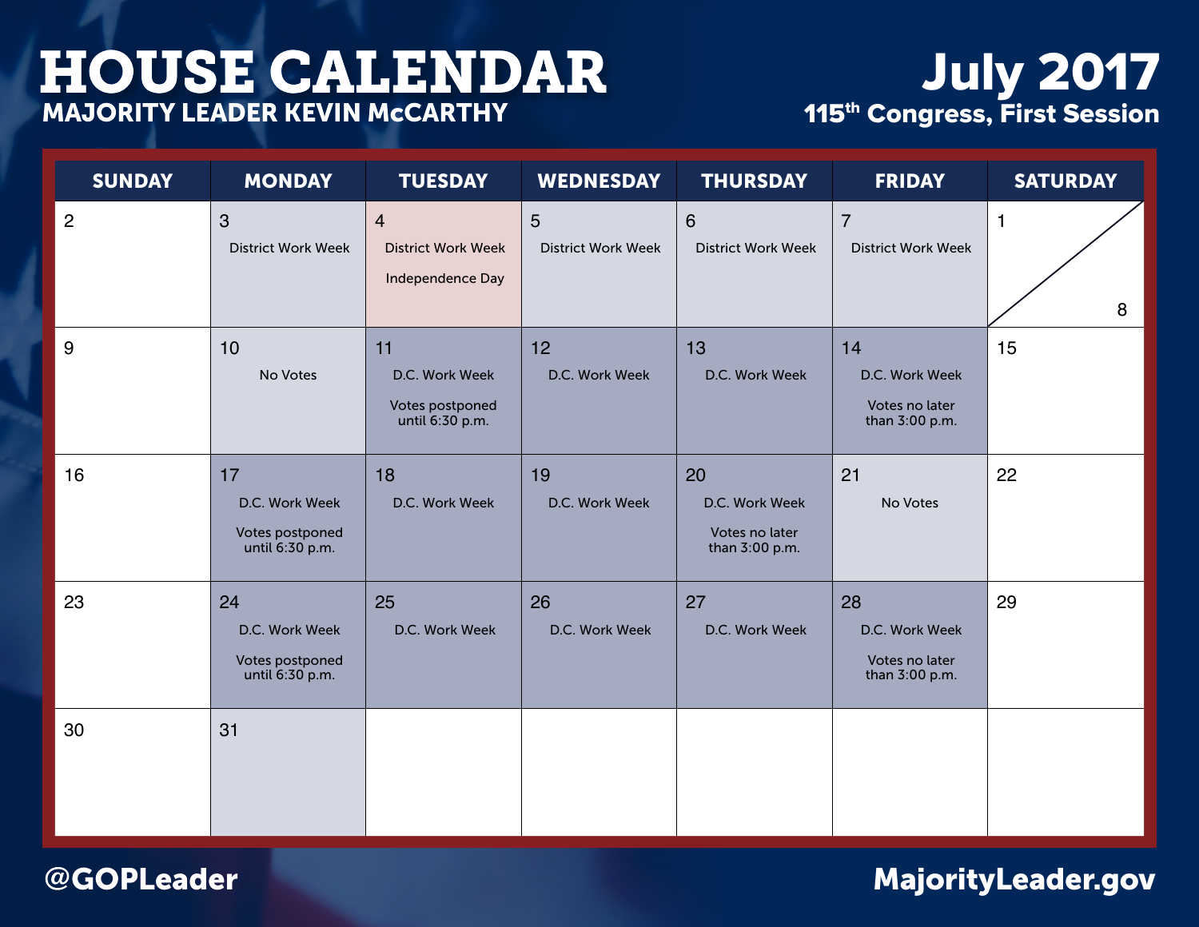# HOUSE CALENDAR

## MAJORITY LEADER KEVIN McCARTHY

# July 2017

## 115th Congress, First Session

| SUNDAY | MONDAY | TUESDAY | WEDNESDAY | THURSDAY | FRIDAY | SATURDAY |
|---|---|---|---|---|---|---|
| 2 | 3 District Work Week | 4 District Work Week Independence Day | 5 District Work Week | 6 District Work Week | 7 District Work Week | 1 / 8 |
| 9 | 10 No Votes | 11 D.C. Work Week Votes postponed until 6:30 p.m. | 12 D.C. Work Week | 13 D.C. Work Week | 14 D.C. Work Week Votes no later than 3:00 p.m. | 15 |
| 16 | 17 D.C. Work Week Votes postponed until 6:30 p.m. | 18 D.C. Work Week | 19 D.C. Work Week | 20 D.C. Work Week Votes no later than 3:00 p.m. | 21 No Votes | 22 |
| 23 | 24 D.C. Work Week Votes postponed until 6:30 p.m. | 25 D.C. Work Week | 26 D.C. Work Week | 27 D.C. Work Week | 28 D.C. Work Week Votes no later than 3:00 p.m. | 29 |
| 30 | 31 | | | | | |

@GOPLeader

MajorityLeader.gov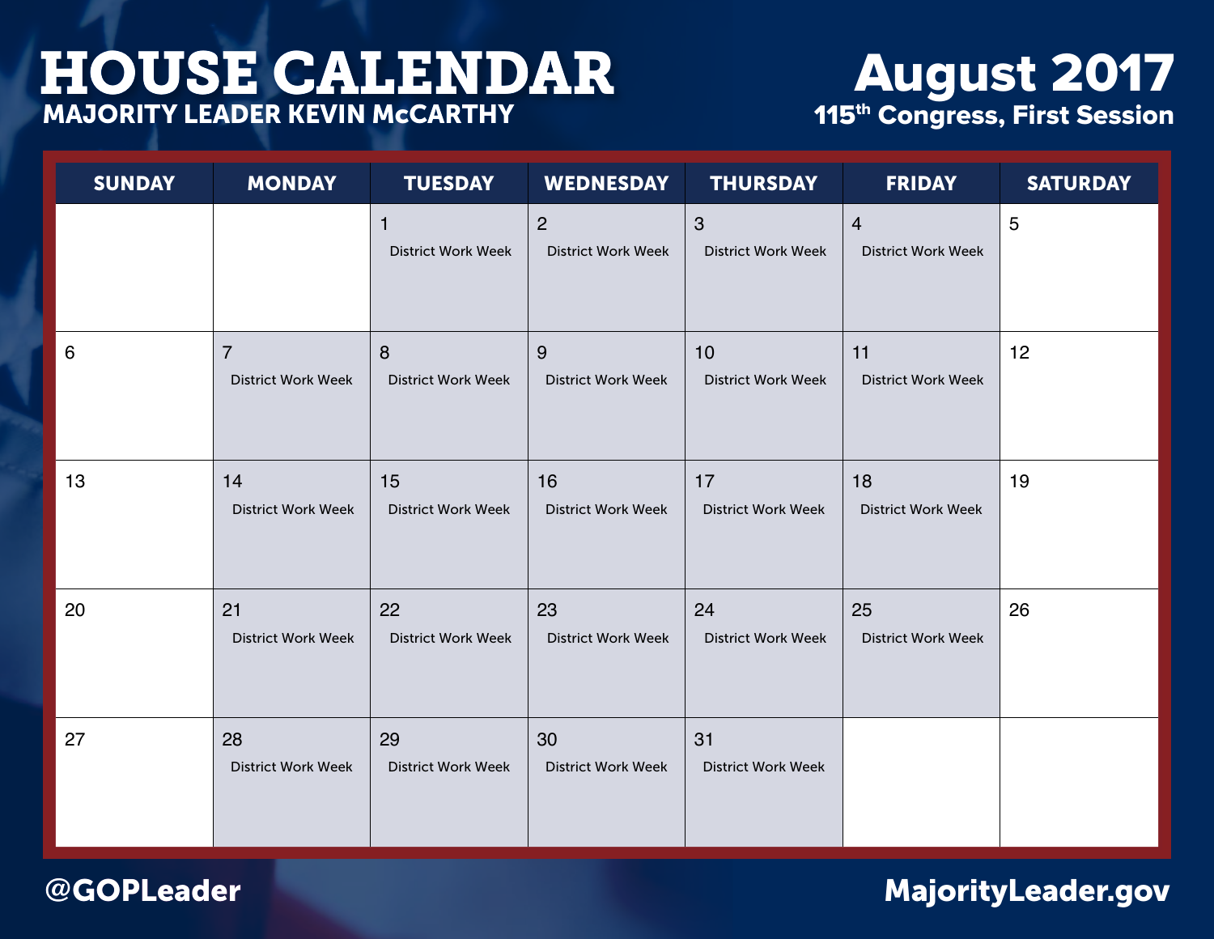# HOUSE CALENDAR

## MAJORITY LEADER KEVIN McCARTHY

# August 2017

## 115th Congress, First Session

| SUNDAY | MONDAY | TUESDAY | WEDNESDAY | THURSDAY | FRIDAY | SATURDAY |
|---|---|---|---|---|---|---|
| | | 1 District Work Week | 2 District Work Week | 3 District Work Week | 4 District Work Week | 5 |
| 6 | 7 District Work Week | 8 District Work Week | 9 District Work Week | 10 District Work Week | 11 District Work Week | 12 |
| 13 | 14 District Work Week | 15 District Work Week | 16 District Work Week | 17 District Work Week | 18 District Work Week | 19 |
| 20 | 21 District Work Week | 22 District Work Week | 23 District Work Week | 24 District Work Week | 25 District Work Week | 26 |
| 27 | 28 District Work Week | 29 District Work Week | 30 District Work Week | 31 District Work Week | | |

@GOPLeader

MajorityLeader.gov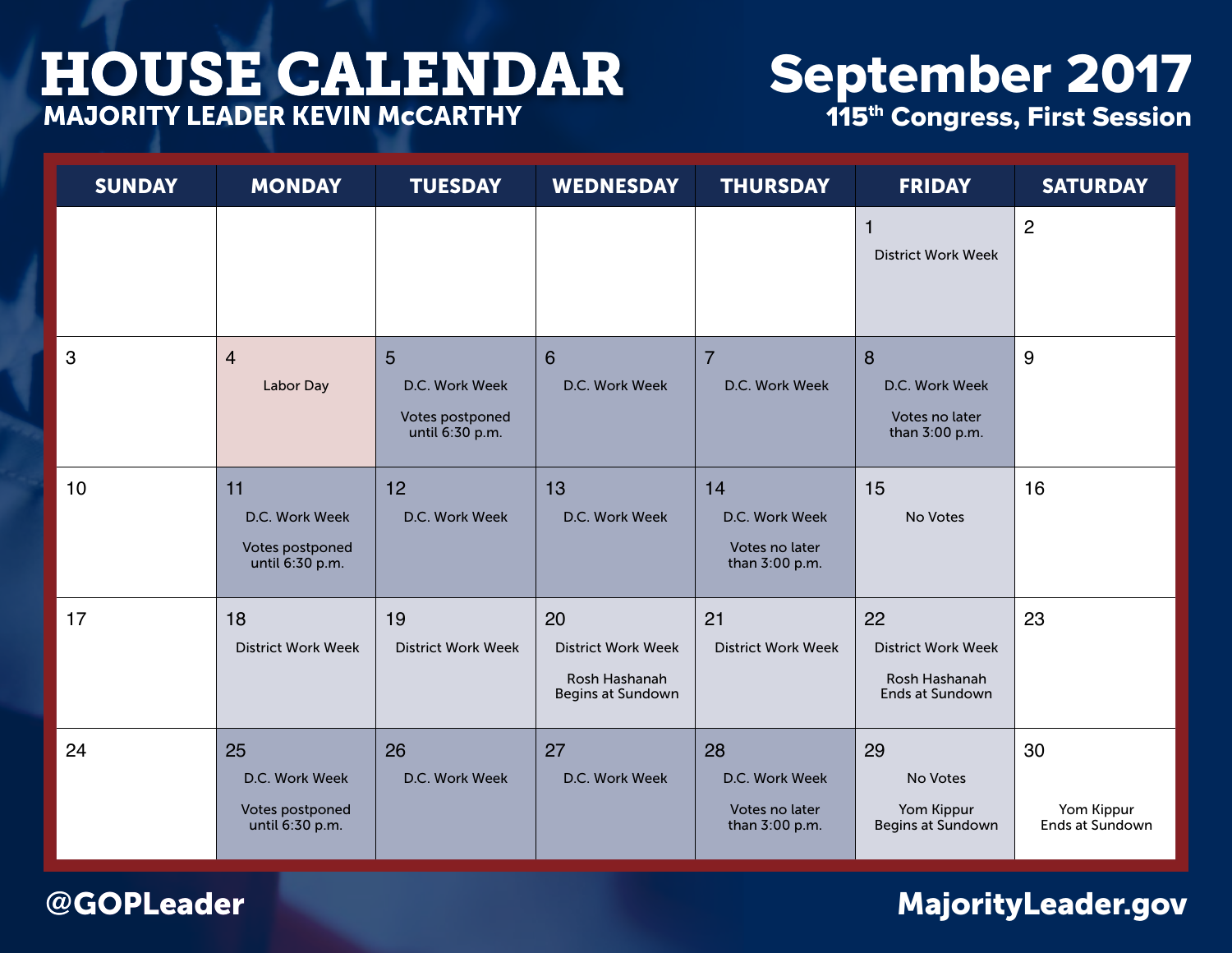# HOUSE CALENDAR

## MAJORITY LEADER KEVIN McCARTHY

# September 2017

## 115th Congress, First Session

| SUNDAY | MONDAY | TUESDAY | WEDNESDAY | THURSDAY | FRIDAY | SATURDAY |
|---|---|---|---|---|---|---|
| | | | | | 1 District Work Week | 2 |
| 3 | 4 Labor Day | 5 D.C. Work Week; Votes postponed until 6:30 p.m. | 6 D.C. Work Week | 7 D.C. Work Week | 8 D.C. Work Week; Votes no later than 3:00 p.m. | 9 |
| 10 | 11 D.C. Work Week; Votes postponed until 6:30 p.m. | 12 D.C. Work Week | 13 D.C. Work Week | 14 D.C. Work Week; Votes no later than 3:00 p.m. | 15 No Votes | 16 |
| 17 | 18 District Work Week | 19 District Work Week | 20 District Work Week; Rosh Hashanah Begins at Sundown | 21 District Work Week | 22 District Work Week; Rosh Hashanah Ends at Sundown | 23 |
| 24 | 25 D.C. Work Week; Votes postponed until 6:30 p.m. | 26 D.C. Work Week | 27 D.C. Work Week | 28 D.C. Work Week; Votes no later than 3:00 p.m. | 29 No Votes; Yom Kippur Begins at Sundown | 30 Yom Kippur Ends at Sundown |

@GOPLeader

MajorityLeader.gov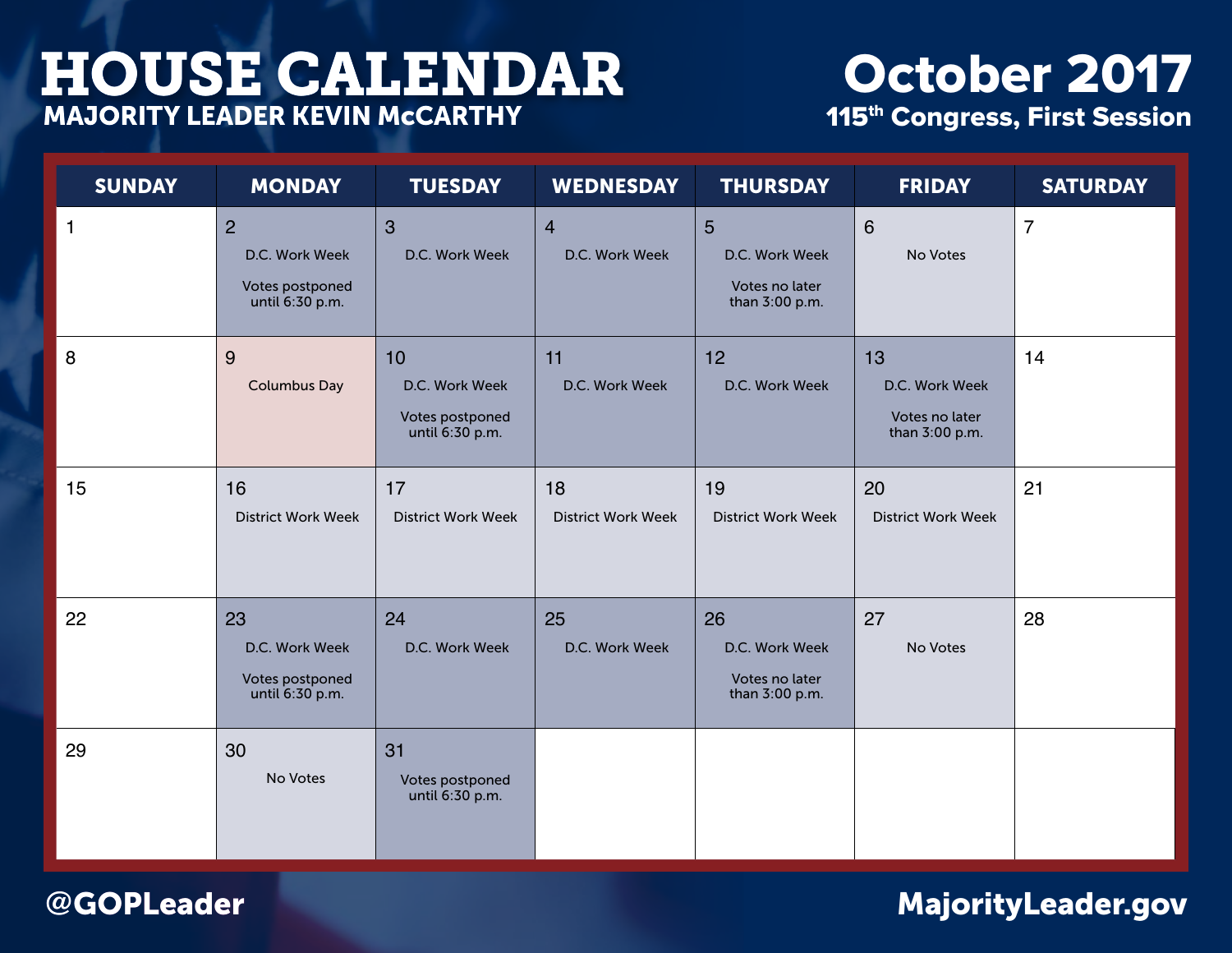# HOUSE CALENDAR

**MAJORITY LEADER KEVIN McCARTHY**

# October 2017

**115th Congress, First Session**

| SUNDAY | MONDAY | TUESDAY | WEDNESDAY | THURSDAY | FRIDAY | SATURDAY |
|---|---|---|---|---|---|---|
| 1 | 2 D.C. Work Week Votes postponed until 6:30 p.m. | 3 D.C. Work Week | 4 D.C. Work Week | 5 D.C. Work Week Votes no later than 3:00 p.m. | 6 No Votes | 7 |
| 8 | 9 Columbus Day | 10 D.C. Work Week Votes postponed until 6:30 p.m. | 11 D.C. Work Week | 12 D.C. Work Week | 13 D.C. Work Week Votes no later than 3:00 p.m. | 14 |
| 15 | 16 District Work Week | 17 District Work Week | 18 District Work Week | 19 District Work Week | 20 District Work Week | 21 |
| 22 | 23 D.C. Work Week Votes postponed until 6:30 p.m. | 24 D.C. Work Week | 25 D.C. Work Week | 26 D.C. Work Week Votes no later than 3:00 p.m. | 27 No Votes | 28 |
| 29 | 30 No Votes | 31 Votes postponed until 6:30 p.m. | | | | |

**@GOPLeader**

**MajorityLeader.gov**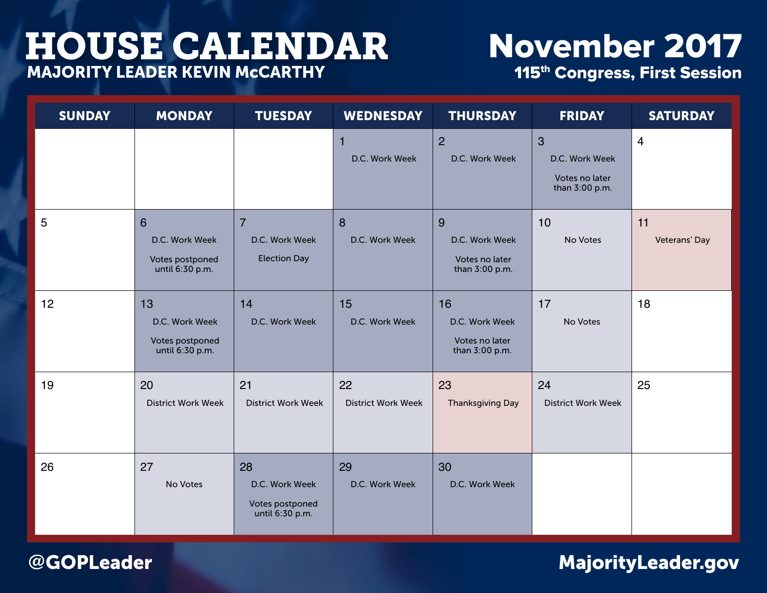# HOUSE CALENDAR

## MAJORITY LEADER KEVIN McCARTHY

# November 2017

## 115th Congress, First Session

| SUNDAY | MONDAY | TUESDAY | WEDNESDAY | THURSDAY | FRIDAY | SATURDAY |
|---|---|---|---|---|---|---|
| | | | 1 D.C. Work Week | 2 D.C. Work Week | 3 D.C. Work Week Votes no later than 3:00 p.m. | 4 |
| 5 | 6 D.C. Work Week Votes postponed until 6:30 p.m. | 7 D.C. Work Week Election Day | 8 D.C. Work Week | 9 D.C. Work Week Votes no later than 3:00 p.m. | 10 No Votes | 11 Veterans' Day |
| 12 | 13 D.C. Work Week Votes postponed until 6:30 p.m. | 14 D.C. Work Week | 15 D.C. Work Week | 16 D.C. Work Week Votes no later than 3:00 p.m. | 17 No Votes | 18 |
| 19 | 20 District Work Week | 21 District Work Week | 22 District Work Week | 23 Thanksgiving Day | 24 District Work Week | 25 |
| 26 | 27 No Votes | 28 D.C. Work Week Votes postponed until 6:30 p.m. | 29 D.C. Work Week | 30 D.C. Work Week | | |

@GOPLeader

MajorityLeader.gov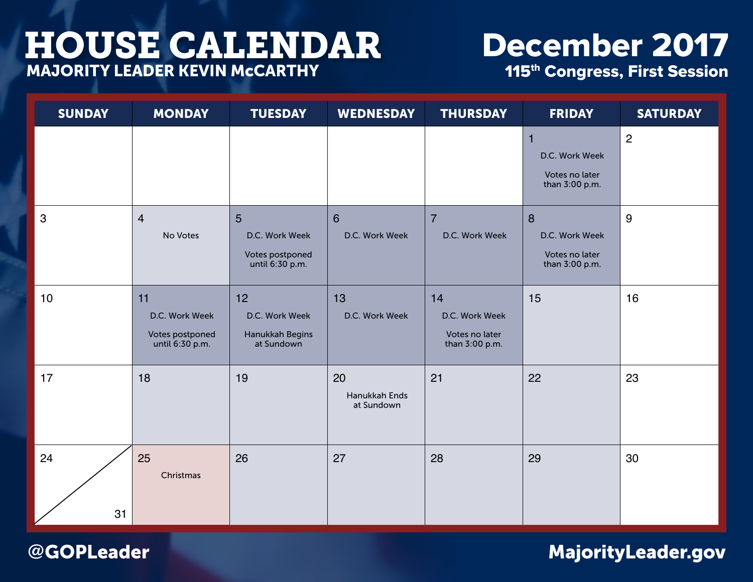# HOUSE CALENDAR

## MAJORITY LEADER KEVIN McCARTHY

# December 2017

## 115th Congress, First Session

| SUNDAY | MONDAY | TUESDAY | WEDNESDAY | THURSDAY | FRIDAY | SATURDAY |
|---|---|---|---|---|---|---|
| | | | | | 1 D.C. Work Week Votes no later than 3:00 p.m. | 2 |
| 3 | 4 No Votes | 5 D.C. Work Week Votes postponed until 6:30 p.m. | 6 D.C. Work Week | 7 D.C. Work Week | 8 D.C. Work Week Votes no later than 3:00 p.m. | 9 |
| 10 | 11 D.C. Work Week Votes postponed until 6:30 p.m. | 12 D.C. Work Week Hanukkah Begins at Sundown | 13 D.C. Work Week | 14 D.C. Work Week Votes no later than 3:00 p.m. | 15 | 16 |
| 17 | 18 | 19 | 20 Hanukkah Ends at Sundown | 21 | 22 | 23 |
| 24 / 31 | 25 Christmas | 26 | 27 | 28 | 29 | 30 |

@GOPLeader

MajorityLeader.gov